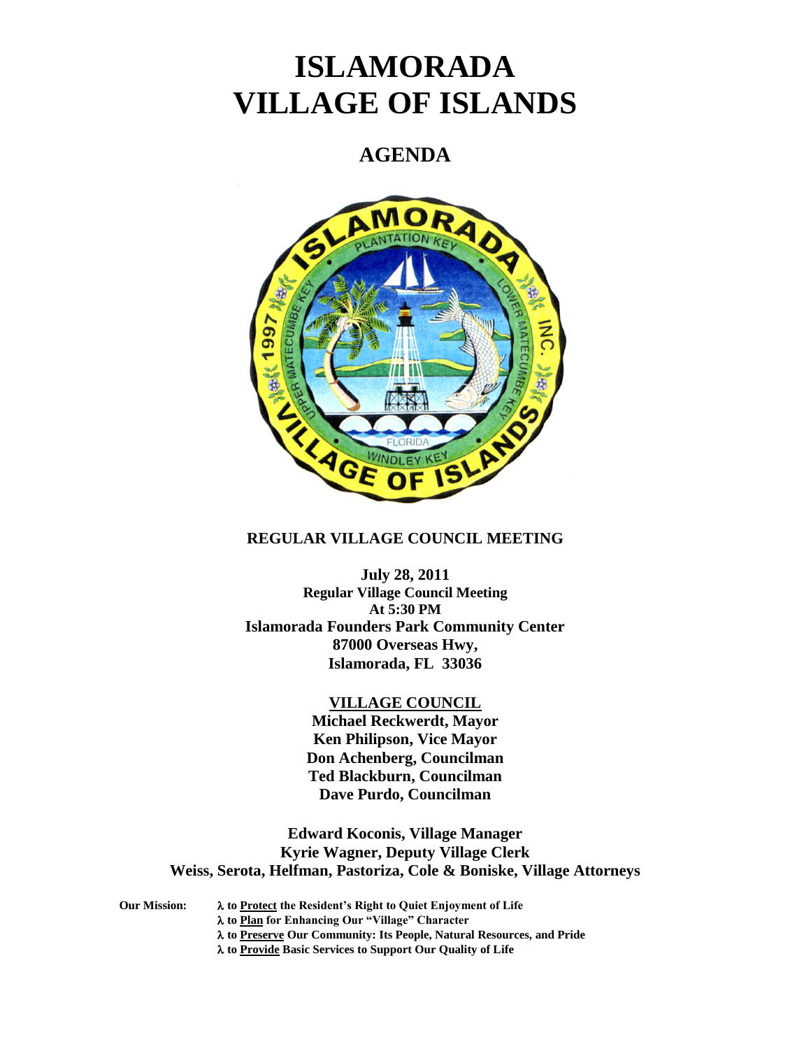# ISLAMORADA
# VILLAGE OF ISLANDS

## AGENDA

**REGULAR VILLAGE COUNCIL MEETING**

**July 28, 2011**
**Regular Village Council Meeting**
**At 5:30 PM**
**Islamorada Founders Park Community Center**
**87000 Overseas Hwy,**
**Islamorada, FL 33036**

**VILLAGE COUNCIL**
**Michael Reckwerdt, Mayor**
**Ken Philipson, Vice Mayor**
**Don Achenberg, Councilman**
**Ted Blackburn, Councilman**
**Dave Purdo, Councilman**

**Edward Koconis, Village Manager**
**Kyrie Wagner, Deputy Village Clerk**
**Weiss, Serota, Helfman, Pastoriza, Cole & Boniske, Village Attorneys**

**Our Mission:**
- λ to **Protect** the Resident's Right to Quiet Enjoyment of Life
- λ to **Plan** for Enhancing Our "Village" Character
- λ to **Preserve** Our Community: Its People, Natural Resources, and Pride
- λ to **Provide** Basic Services to Support Our Quality of Life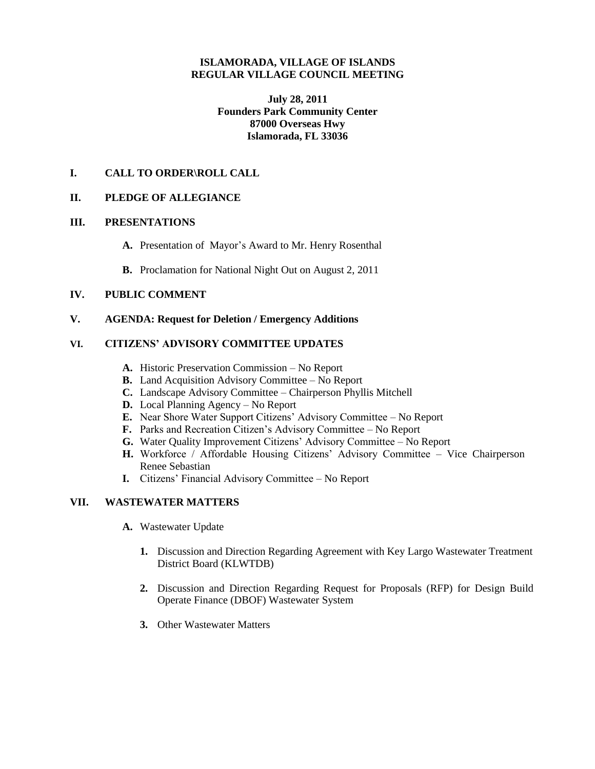**ISLAMORADA, VILLAGE OF ISLANDS**
**REGULAR VILLAGE COUNCIL MEETING**

**July 28, 2011**
**Founders Park Community Center**
**87000 Overseas Hwy**
**Islamorada, FL 33036**

## I. CALL TO ORDER\ROLL CALL

## II. PLEDGE OF ALLEGIANCE

## III. PRESENTATIONS

**A.** Presentation of Mayor's Award to Mr. Henry Rosenthal

**B.** Proclamation for National Night Out on August 2, 2011

## IV. PUBLIC COMMENT

## V. AGENDA: Request for Deletion / Emergency Additions

## VI. CITIZENS' ADVISORY COMMITTEE UPDATES

**A.** Historic Preservation Commission – No Report
**B.** Land Acquisition Advisory Committee – No Report
**C.** Landscape Advisory Committee – Chairperson Phyllis Mitchell
**D.** Local Planning Agency – No Report
**E.** Near Shore Water Support Citizens' Advisory Committee – No Report
**F.** Parks and Recreation Citizen's Advisory Committee – No Report
**G.** Water Quality Improvement Citizens' Advisory Committee – No Report
**H.** Workforce / Affordable Housing Citizens' Advisory Committee – Vice Chairperson Renee Sebastian
**I.** Citizens' Financial Advisory Committee – No Report

## VII. WASTEWATER MATTERS

**A.** Wastewater Update

1. Discussion and Direction Regarding Agreement with Key Largo Wastewater Treatment District Board (KLWTDB)

2. Discussion and Direction Regarding Request for Proposals (RFP) for Design Build Operate Finance (DBOF) Wastewater System

3. Other Wastewater Matters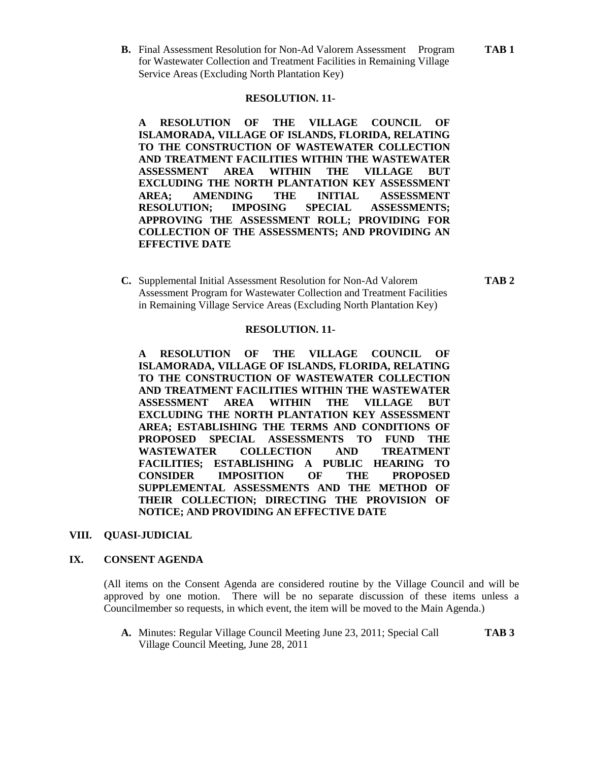**B.** Final Assessment Resolution for Non-Ad Valorem Assessment Program for Wastewater Collection and Treatment Facilities in Remaining Village Service Areas (Excluding North Plantation Key) **TAB 1**

**RESOLUTION. 11-**

**A RESOLUTION OF THE VILLAGE COUNCIL OF ISLAMORADA, VILLAGE OF ISLANDS, FLORIDA, RELATING TO THE CONSTRUCTION OF WASTEWATER COLLECTION AND TREATMENT FACILITIES WITHIN THE WASTEWATER ASSESSMENT AREA WITHIN THE VILLAGE BUT EXCLUDING THE NORTH PLANTATION KEY ASSESSMENT AREA; AMENDING THE INITIAL ASSESSMENT RESOLUTION; IMPOSING SPECIAL ASSESSMENTS; APPROVING THE ASSESSMENT ROLL; PROVIDING FOR COLLECTION OF THE ASSESSMENTS; AND PROVIDING AN EFFECTIVE DATE**

**C.** Supplemental Initial Assessment Resolution for Non-Ad Valorem Assessment Program for Wastewater Collection and Treatment Facilities in Remaining Village Service Areas (Excluding North Plantation Key) **TAB 2**

**RESOLUTION. 11-**

**A RESOLUTION OF THE VILLAGE COUNCIL OF ISLAMORADA, VILLAGE OF ISLANDS, FLORIDA, RELATING TO THE CONSTRUCTION OF WASTEWATER COLLECTION AND TREATMENT FACILITIES WITHIN THE WASTEWATER ASSESSMENT AREA WITHIN THE VILLAGE BUT EXCLUDING THE NORTH PLANTATION KEY ASSESSMENT AREA; ESTABLISHING THE TERMS AND CONDITIONS OF PROPOSED SPECIAL ASSESSMENTS TO FUND THE WASTEWATER COLLECTION AND TREATMENT FACILITIES; ESTABLISHING A PUBLIC HEARING TO CONSIDER IMPOSITION OF THE PROPOSED SUPPLEMENTAL ASSESSMENTS AND THE METHOD OF THEIR COLLECTION; DIRECTING THE PROVISION OF NOTICE; AND PROVIDING AN EFFECTIVE DATE**

## VIII. QUASI-JUDICIAL

## IX. CONSENT AGENDA

(All items on the Consent Agenda are considered routine by the Village Council and will be approved by one motion. There will be no separate discussion of these items unless a Councilmember so requests, in which event, the item will be moved to the Main Agenda.)

**A.** Minutes: Regular Village Council Meeting June 23, 2011; Special Call Village Council Meeting, June 28, 2011 **TAB 3**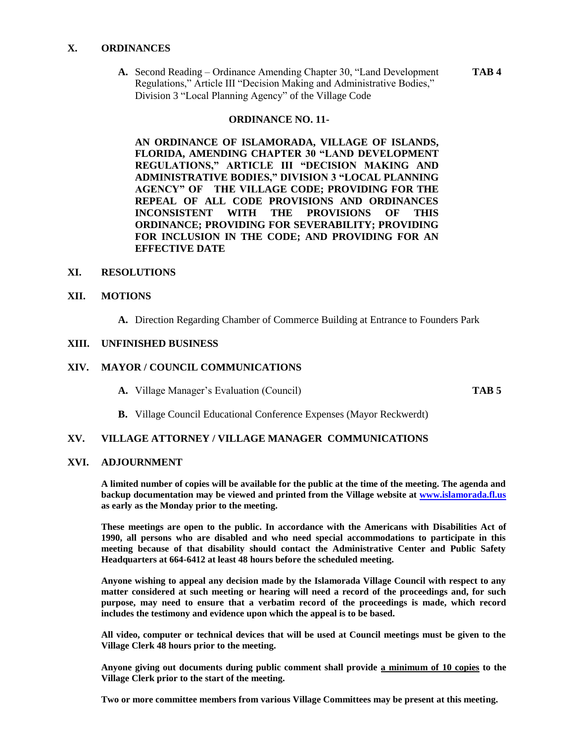## X. ORDINANCES

**A.** Second Reading – Ordinance Amending Chapter 30, "Land Development Regulations," Article III "Decision Making and Administrative Bodies," Division 3 "Local Planning Agency" of the Village Code **TAB 4**

**ORDINANCE NO. 11-**

**AN ORDINANCE OF ISLAMORADA, VILLAGE OF ISLANDS, FLORIDA, AMENDING CHAPTER 30 "LAND DEVELOPMENT REGULATIONS," ARTICLE III "DECISION MAKING AND ADMINISTRATIVE BODIES," DIVISION 3 "LOCAL PLANNING AGENCY" OF THE VILLAGE CODE; PROVIDING FOR THE REPEAL OF ALL CODE PROVISIONS AND ORDINANCES INCONSISTENT WITH THE PROVISIONS OF THIS ORDINANCE; PROVIDING FOR SEVERABILITY; PROVIDING FOR INCLUSION IN THE CODE; AND PROVIDING FOR AN EFFECTIVE DATE**

## XI. RESOLUTIONS

## XII. MOTIONS

**A.** Direction Regarding Chamber of Commerce Building at Entrance to Founders Park

## XIII. UNFINISHED BUSINESS

## XIV. MAYOR / COUNCIL COMMUNICATIONS

**A.** Village Manager's Evaluation (Council) **TAB 5**

**B.** Village Council Educational Conference Expenses (Mayor Reckwerdt)

## XV. VILLAGE ATTORNEY / VILLAGE MANAGER COMMUNICATIONS

## XVI. ADJOURNMENT

**A limited number of copies will be available for the public at the time of the meeting. The agenda and backup documentation may be viewed and printed from the Village website at [www.islamorada.fl.us](http://www.islamorada.fl.us) as early as the Monday prior to the meeting.**

**These meetings are open to the public. In accordance with the Americans with Disabilities Act of 1990, all persons who are disabled and who need special accommodations to participate in this meeting because of that disability should contact the Administrative Center and Public Safety Headquarters at 664-6412 at least 48 hours before the scheduled meeting.**

**Anyone wishing to appeal any decision made by the Islamorada Village Council with respect to any matter considered at such meeting or hearing will need a record of the proceedings and, for such purpose, may need to ensure that a verbatim record of the proceedings is made, which record includes the testimony and evidence upon which the appeal is to be based.**

**All video, computer or technical devices that will be used at Council meetings must be given to the Village Clerk 48 hours prior to the meeting.**

**Anyone giving out documents during public comment shall provide <u>a minimum of 10 copies</u> to the Village Clerk prior to the start of the meeting.**

**Two or more committee members from various Village Committees may be present at this meeting.**